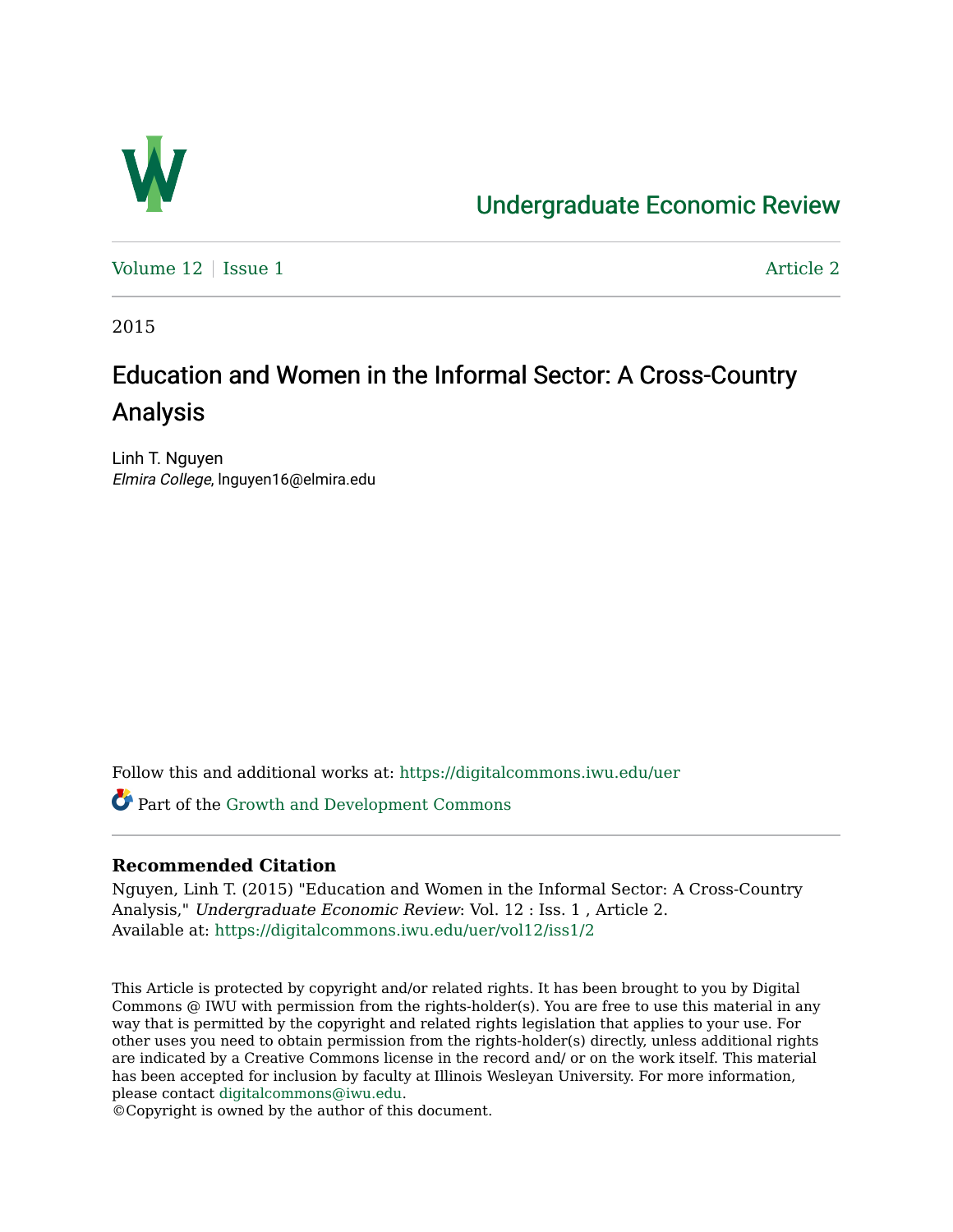# Undergraduate Economic Review

Volume 12 | Issue 1 Article 2

2015

## Education and Women in the Informal Sector: A Cross-Country Analysis

Linh T. Nguyen
*Elmira College*, lnguyen16@elmira.edu

Follow this and additional works at: https://digitalcommons.iwu.edu/uer

Part of the Growth and Development Commons

**Recommended Citation**

Nguyen, Linh T. (2015) "Education and Women in the Informal Sector: A Cross-Country Analysis," *Undergraduate Economic Review*: Vol. 12 : Iss. 1 , Article 2.
Available at: https://digitalcommons.iwu.edu/uer/vol12/iss1/2

This Article is protected by copyright and/or related rights. It has been brought to you by Digital Commons @ IWU with permission from the rights-holder(s). You are free to use this material in any way that is permitted by the copyright and related rights legislation that applies to your use. For other uses you need to obtain permission from the rights-holder(s) directly, unless additional rights are indicated by a Creative Commons license in the record and/ or on the work itself. This material has been accepted for inclusion by faculty at Illinois Wesleyan University. For more information, please contact digitalcommons@iwu.edu.
©Copyright is owned by the author of this document.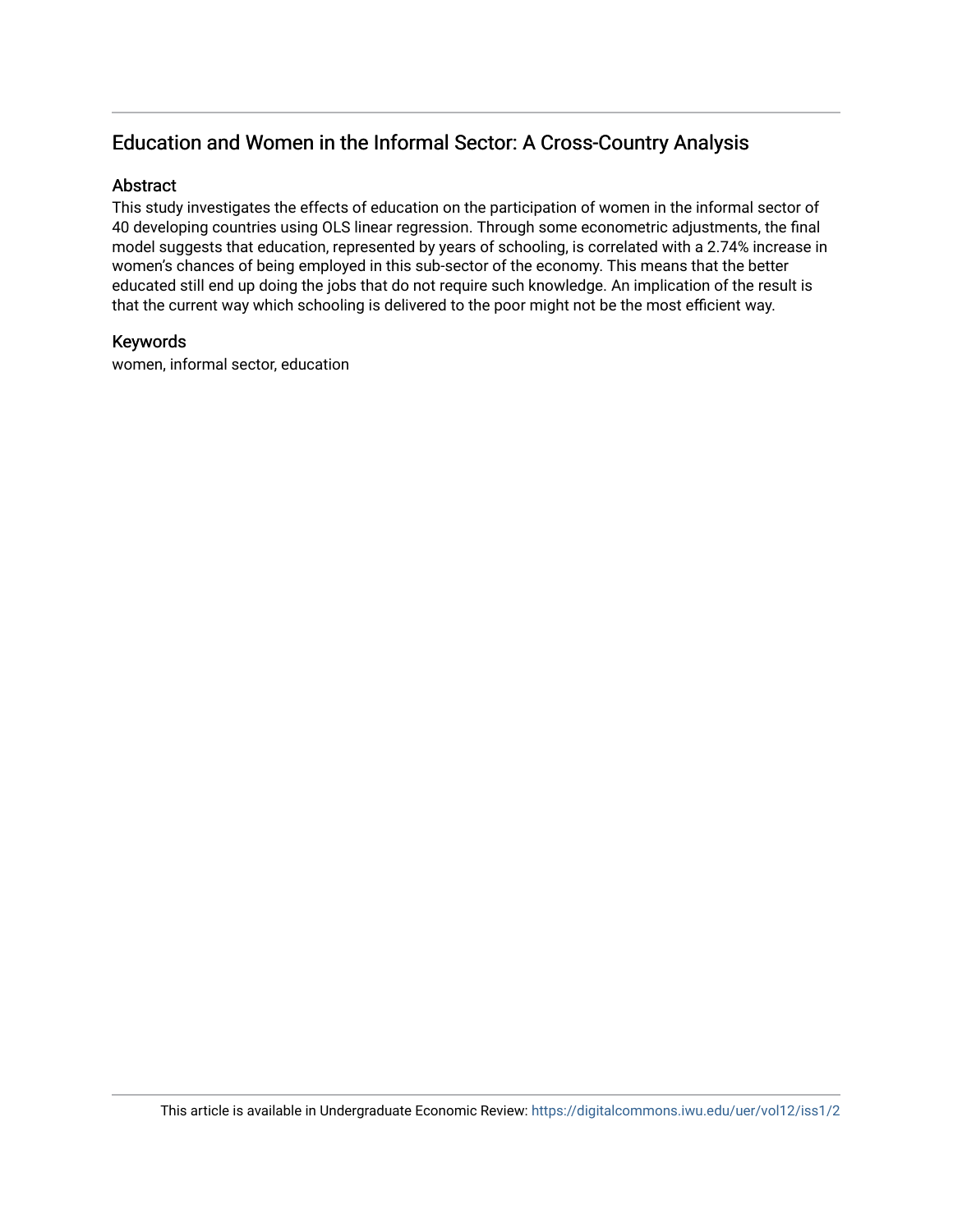## Education and Women in the Informal Sector: A Cross-Country Analysis

### Abstract

This study investigates the effects of education on the participation of women in the informal sector of 40 developing countries using OLS linear regression. Through some econometric adjustments, the final model suggests that education, represented by years of schooling, is correlated with a 2.74% increase in women's chances of being employed in this sub-sector of the economy. This means that the better educated still end up doing the jobs that do not require such knowledge. An implication of the result is that the current way which schooling is delivered to the poor might not be the most efficient way.

### Keywords

women, informal sector, education

This article is available in Undergraduate Economic Review: https://digitalcommons.iwu.edu/uer/vol12/iss1/2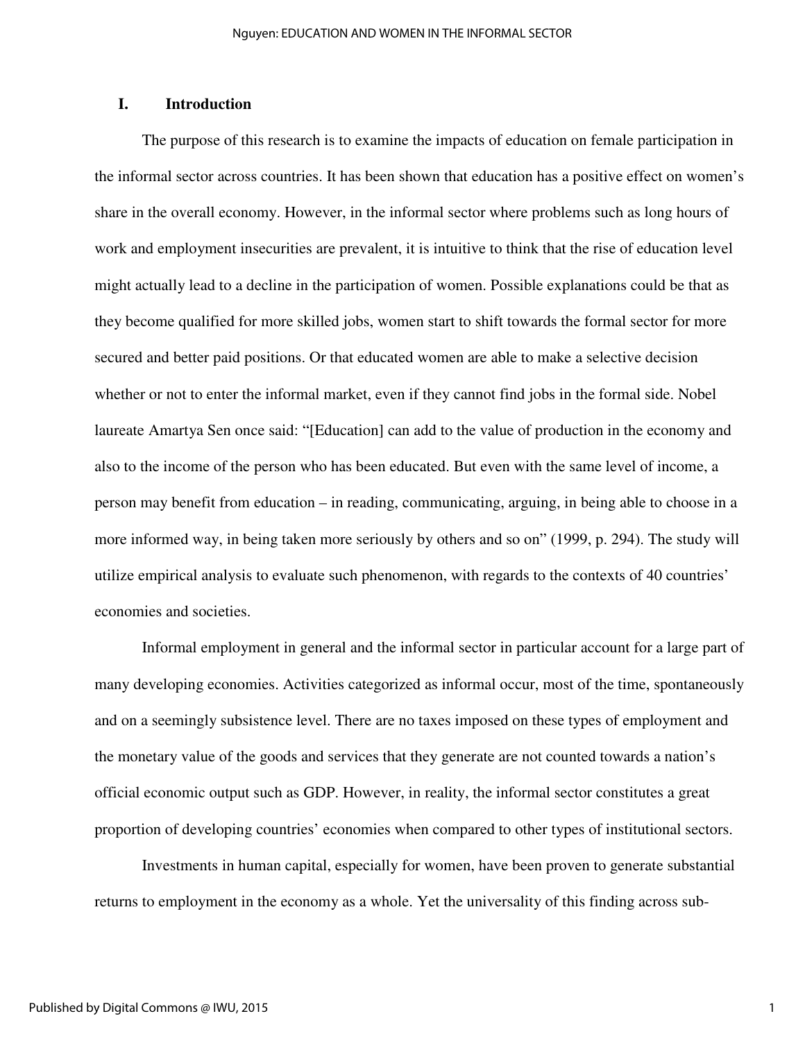## I. Introduction

The purpose of this research is to examine the impacts of education on female participation in the informal sector across countries. It has been shown that education has a positive effect on women's share in the overall economy. However, in the informal sector where problems such as long hours of work and employment insecurities are prevalent, it is intuitive to think that the rise of education level might actually lead to a decline in the participation of women. Possible explanations could be that as they become qualified for more skilled jobs, women start to shift towards the formal sector for more secured and better paid positions. Or that educated women are able to make a selective decision whether or not to enter the informal market, even if they cannot find jobs in the formal side. Nobel laureate Amartya Sen once said: "[Education] can add to the value of production in the economy and also to the income of the person who has been educated. But even with the same level of income, a person may benefit from education – in reading, communicating, arguing, in being able to choose in a more informed way, in being taken more seriously by others and so on" (1999, p. 294). The study will utilize empirical analysis to evaluate such phenomenon, with regards to the contexts of 40 countries' economies and societies.

Informal employment in general and the informal sector in particular account for a large part of many developing economies. Activities categorized as informal occur, most of the time, spontaneously and on a seemingly subsistence level. There are no taxes imposed on these types of employment and the monetary value of the goods and services that they generate are not counted towards a nation's official economic output such as GDP. However, in reality, the informal sector constitutes a great proportion of developing countries' economies when compared to other types of institutional sectors.

Investments in human capital, especially for women, have been proven to generate substantial returns to employment in the economy as a whole. Yet the universality of this finding across sub-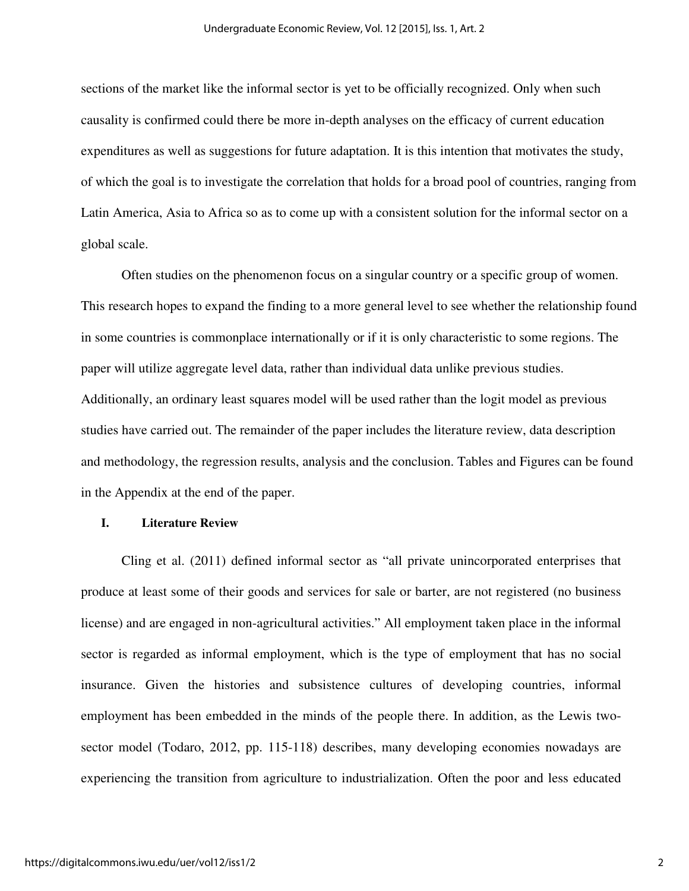sections of the market like the informal sector is yet to be officially recognized. Only when such causality is confirmed could there be more in-depth analyses on the efficacy of current education expenditures as well as suggestions for future adaptation. It is this intention that motivates the study, of which the goal is to investigate the correlation that holds for a broad pool of countries, ranging from Latin America, Asia to Africa so as to come up with a consistent solution for the informal sector on a global scale.

Often studies on the phenomenon focus on a singular country or a specific group of women. This research hopes to expand the finding to a more general level to see whether the relationship found in some countries is commonplace internationally or if it is only characteristic to some regions. The paper will utilize aggregate level data, rather than individual data unlike previous studies. Additionally, an ordinary least squares model will be used rather than the logit model as previous studies have carried out. The remainder of the paper includes the literature review, data description and methodology, the regression results, analysis and the conclusion. Tables and Figures can be found in the Appendix at the end of the paper.

## I. Literature Review

Cling et al. (2011) defined informal sector as "all private unincorporated enterprises that produce at least some of their goods and services for sale or barter, are not registered (no business license) and are engaged in non-agricultural activities." All employment taken place in the informal sector is regarded as informal employment, which is the type of employment that has no social insurance. Given the histories and subsistence cultures of developing countries, informal employment has been embedded in the minds of the people there. In addition, as the Lewis two-sector model (Todaro, 2012, pp. 115-118) describes, many developing economies nowadays are experiencing the transition from agriculture to industrialization. Often the poor and less educated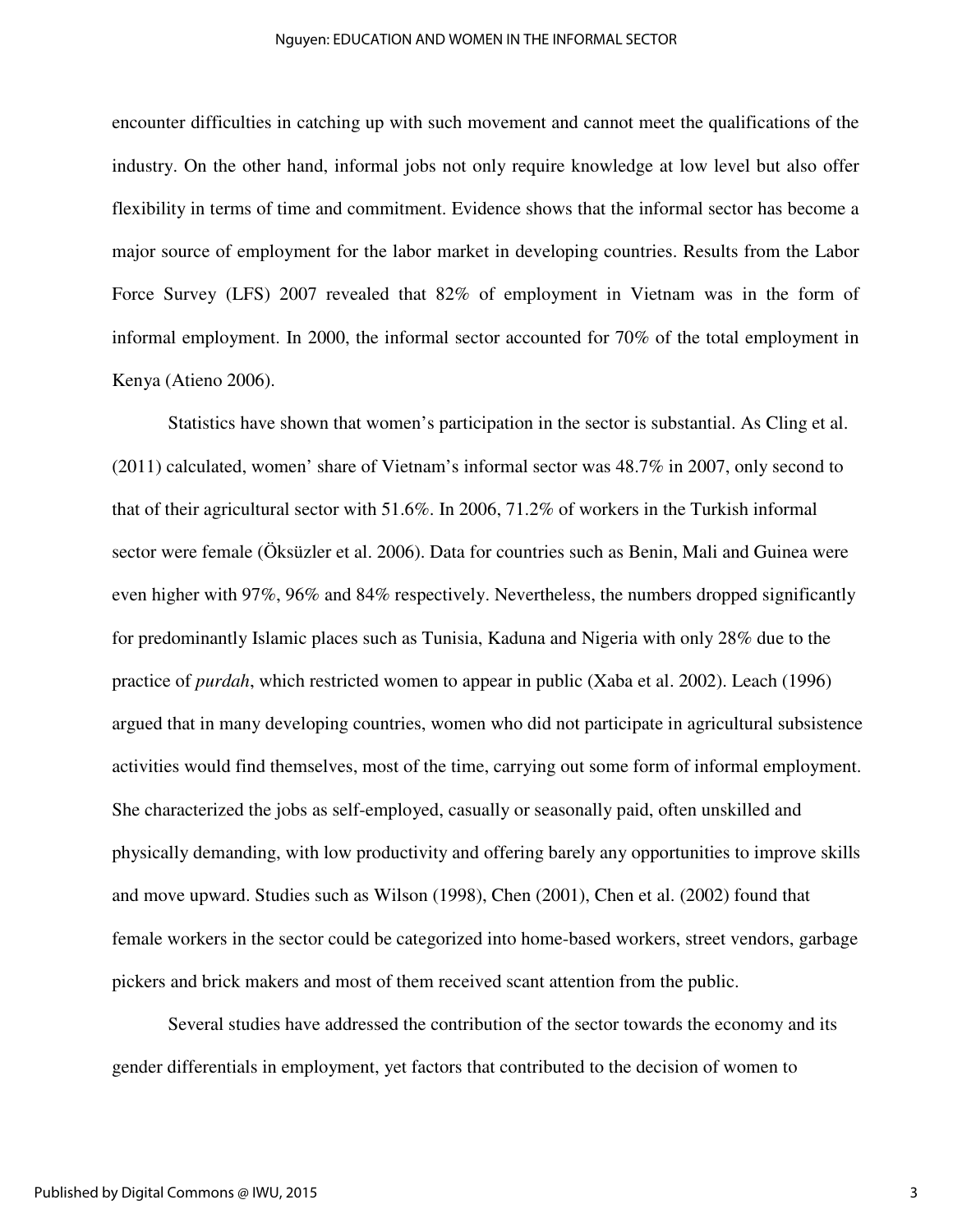encounter difficulties in catching up with such movement and cannot meet the qualifications of the industry. On the other hand, informal jobs not only require knowledge at low level but also offer flexibility in terms of time and commitment. Evidence shows that the informal sector has become a major source of employment for the labor market in developing countries. Results from the Labor Force Survey (LFS) 2007 revealed that 82% of employment in Vietnam was in the form of informal employment. In 2000, the informal sector accounted for 70% of the total employment in Kenya (Atieno 2006).

Statistics have shown that women's participation in the sector is substantial. As Cling et al. (2011) calculated, women' share of Vietnam's informal sector was 48.7% in 2007, only second to that of their agricultural sector with 51.6%. In 2006, 71.2% of workers in the Turkish informal sector were female (Öksüzler et al. 2006). Data for countries such as Benin, Mali and Guinea were even higher with 97%, 96% and 84% respectively. Nevertheless, the numbers dropped significantly for predominantly Islamic places such as Tunisia, Kaduna and Nigeria with only 28% due to the practice of *purdah*, which restricted women to appear in public (Xaba et al. 2002). Leach (1996) argued that in many developing countries, women who did not participate in agricultural subsistence activities would find themselves, most of the time, carrying out some form of informal employment. She characterized the jobs as self-employed, casually or seasonally paid, often unskilled and physically demanding, with low productivity and offering barely any opportunities to improve skills and move upward. Studies such as Wilson (1998), Chen (2001), Chen et al. (2002) found that female workers in the sector could be categorized into home-based workers, street vendors, garbage pickers and brick makers and most of them received scant attention from the public.

Several studies have addressed the contribution of the sector towards the economy and its gender differentials in employment, yet factors that contributed to the decision of women to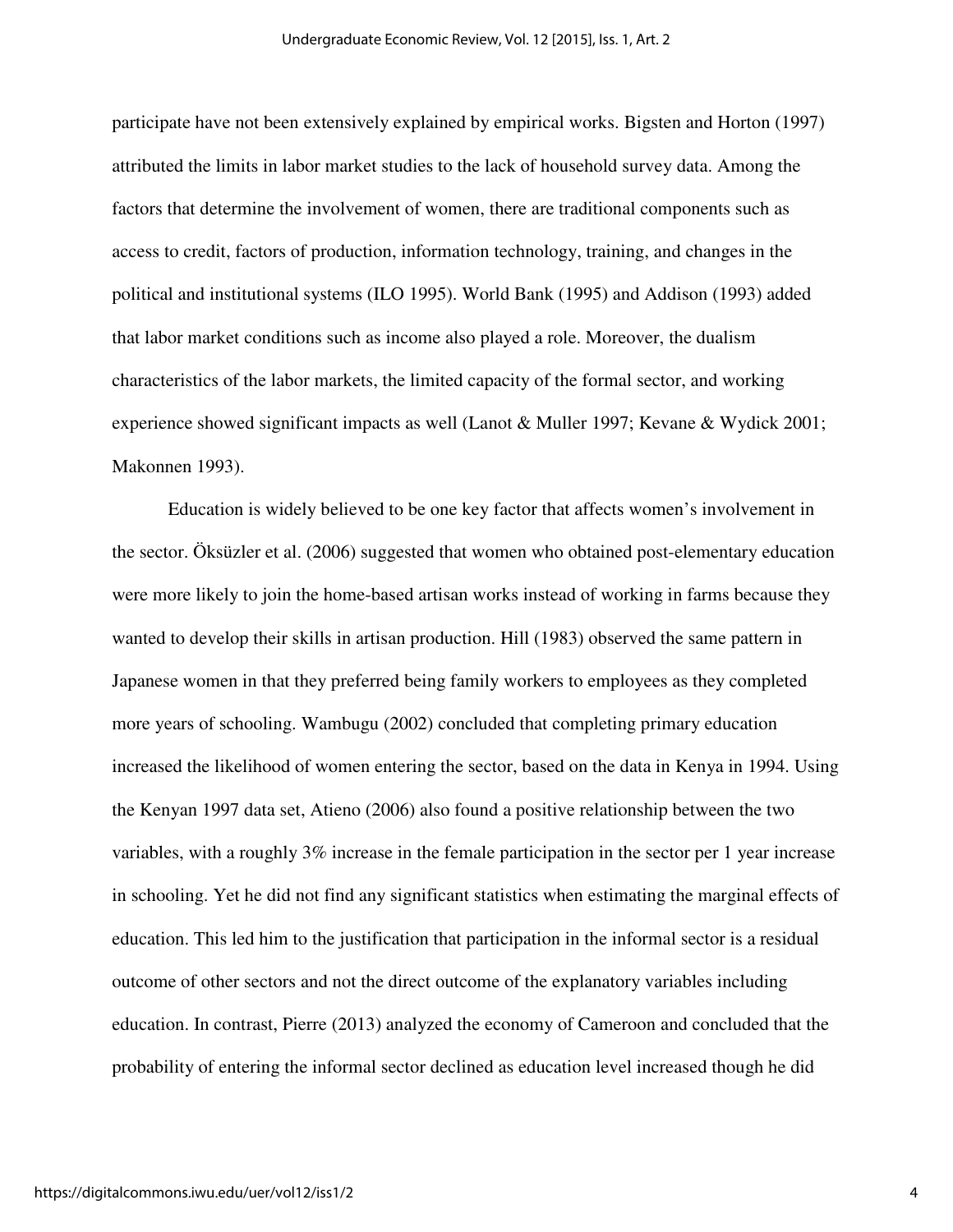participate have not been extensively explained by empirical works. Bigsten and Horton (1997) attributed the limits in labor market studies to the lack of household survey data. Among the factors that determine the involvement of women, there are traditional components such as access to credit, factors of production, information technology, training, and changes in the political and institutional systems (ILO 1995). World Bank (1995) and Addison (1993) added that labor market conditions such as income also played a role. Moreover, the dualism characteristics of the labor markets, the limited capacity of the formal sector, and working experience showed significant impacts as well (Lanot & Muller 1997; Kevane & Wydick 2001; Makonnen 1993).

Education is widely believed to be one key factor that affects women's involvement in the sector. Öksüzler et al. (2006) suggested that women who obtained post-elementary education were more likely to join the home-based artisan works instead of working in farms because they wanted to develop their skills in artisan production. Hill (1983) observed the same pattern in Japanese women in that they preferred being family workers to employees as they completed more years of schooling. Wambugu (2002) concluded that completing primary education increased the likelihood of women entering the sector, based on the data in Kenya in 1994. Using the Kenyan 1997 data set, Atieno (2006) also found a positive relationship between the two variables, with a roughly 3% increase in the female participation in the sector per 1 year increase in schooling. Yet he did not find any significant statistics when estimating the marginal effects of education. This led him to the justification that participation in the informal sector is a residual outcome of other sectors and not the direct outcome of the explanatory variables including education. In contrast, Pierre (2013) analyzed the economy of Cameroon and concluded that the probability of entering the informal sector declined as education level increased though he did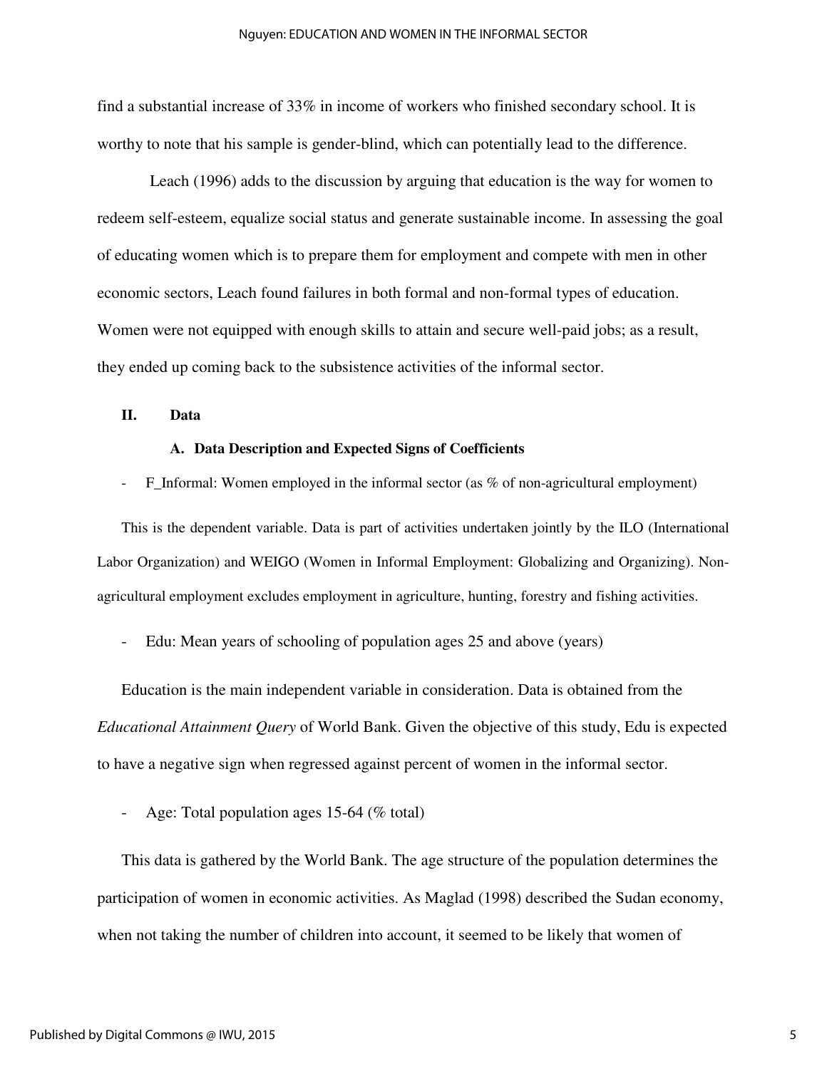find a substantial increase of 33% in income of workers who finished secondary school. It is worthy to note that his sample is gender-blind, which can potentially lead to the difference.

Leach (1996) adds to the discussion by arguing that education is the way for women to redeem self-esteem, equalize social status and generate sustainable income. In assessing the goal of educating women which is to prepare them for employment and compete with men in other economic sectors, Leach found failures in both formal and non-formal types of education. Women were not equipped with enough skills to attain and secure well-paid jobs; as a result, they ended up coming back to the subsistence activities of the informal sector.

## II. Data

### A. Data Description and Expected Signs of Coefficients

- F_Informal: Women employed in the informal sector (as % of non-agricultural employment)

This is the dependent variable. Data is part of activities undertaken jointly by the ILO (International Labor Organization) and WEIGO (Women in Informal Employment: Globalizing and Organizing). Non-agricultural employment excludes employment in agriculture, hunting, forestry and fishing activities.

- Edu: Mean years of schooling of population ages 25 and above (years)

Education is the main independent variable in consideration. Data is obtained from the *Educational Attainment Query* of World Bank. Given the objective of this study, Edu is expected to have a negative sign when regressed against percent of women in the informal sector.

- Age: Total population ages 15-64 (% total)

This data is gathered by the World Bank. The age structure of the population determines the participation of women in economic activities. As Maglad (1998) described the Sudan economy, when not taking the number of children into account, it seemed to be likely that women of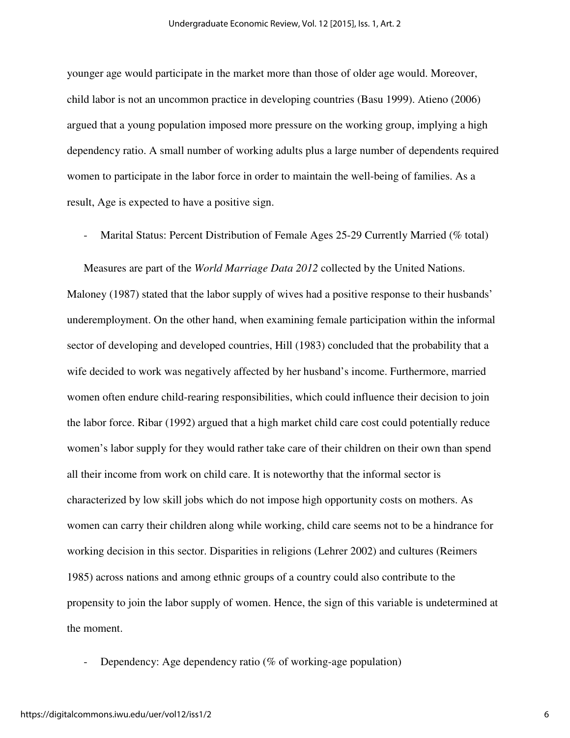younger age would participate in the market more than those of older age would. Moreover, child labor is not an uncommon practice in developing countries (Basu 1999). Atieno (2006) argued that a young population imposed more pressure on the working group, implying a high dependency ratio. A small number of working adults plus a large number of dependents required women to participate in the labor force in order to maintain the well-being of families. As a result, Age is expected to have a positive sign.

- Marital Status: Percent Distribution of Female Ages 25-29 Currently Married (% total)

Measures are part of the *World Marriage Data 2012* collected by the United Nations. Maloney (1987) stated that the labor supply of wives had a positive response to their husbands' underemployment. On the other hand, when examining female participation within the informal sector of developing and developed countries, Hill (1983) concluded that the probability that a wife decided to work was negatively affected by her husband's income. Furthermore, married women often endure child-rearing responsibilities, which could influence their decision to join the labor force. Ribar (1992) argued that a high market child care cost could potentially reduce women's labor supply for they would rather take care of their children on their own than spend all their income from work on child care. It is noteworthy that the informal sector is characterized by low skill jobs which do not impose high opportunity costs on mothers. As women can carry their children along while working, child care seems not to be a hindrance for working decision in this sector. Disparities in religions (Lehrer 2002) and cultures (Reimers 1985) across nations and among ethnic groups of a country could also contribute to the propensity to join the labor supply of women. Hence, the sign of this variable is undetermined at the moment.

- Dependency: Age dependency ratio (% of working-age population)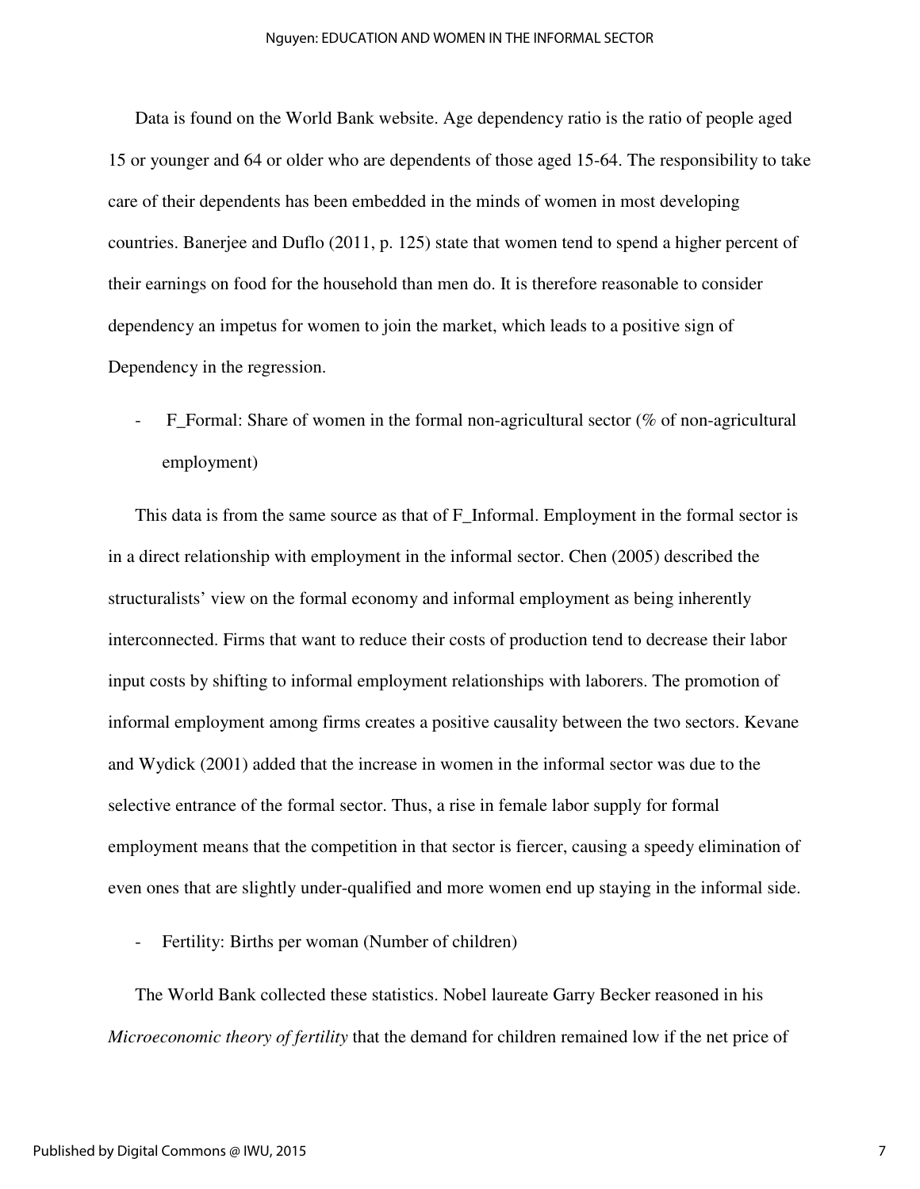Data is found on the World Bank website. Age dependency ratio is the ratio of people aged 15 or younger and 64 or older who are dependents of those aged 15-64. The responsibility to take care of their dependents has been embedded in the minds of women in most developing countries. Banerjee and Duflo (2011, p. 125) state that women tend to spend a higher percent of their earnings on food for the household than men do. It is therefore reasonable to consider dependency an impetus for women to join the market, which leads to a positive sign of Dependency in the regression.

- F_Formal: Share of women in the formal non-agricultural sector (% of non-agricultural employment)

This data is from the same source as that of F_Informal. Employment in the formal sector is in a direct relationship with employment in the informal sector. Chen (2005) described the structuralists' view on the formal economy and informal employment as being inherently interconnected. Firms that want to reduce their costs of production tend to decrease their labor input costs by shifting to informal employment relationships with laborers. The promotion of informal employment among firms creates a positive causality between the two sectors. Kevane and Wydick (2001) added that the increase in women in the informal sector was due to the selective entrance of the formal sector. Thus, a rise in female labor supply for formal employment means that the competition in that sector is fiercer, causing a speedy elimination of even ones that are slightly under-qualified and more women end up staying in the informal side.

- Fertility: Births per woman (Number of children)

The World Bank collected these statistics. Nobel laureate Garry Becker reasoned in his *Microeconomic theory of fertility* that the demand for children remained low if the net price of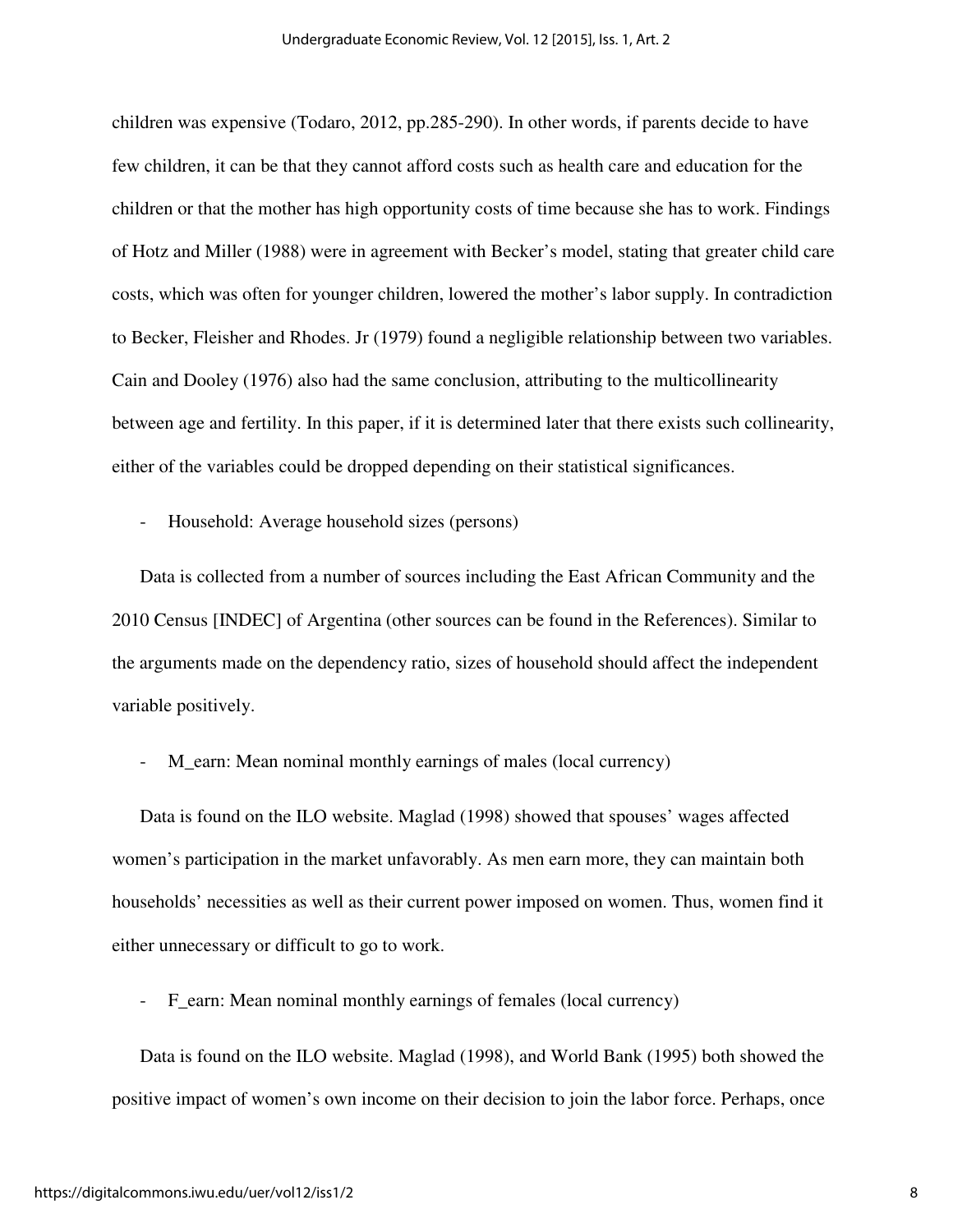children was expensive (Todaro, 2012, pp.285-290). In other words, if parents decide to have few children, it can be that they cannot afford costs such as health care and education for the children or that the mother has high opportunity costs of time because she has to work. Findings of Hotz and Miller (1988) were in agreement with Becker's model, stating that greater child care costs, which was often for younger children, lowered the mother's labor supply. In contradiction to Becker, Fleisher and Rhodes. Jr (1979) found a negligible relationship between two variables. Cain and Dooley (1976) also had the same conclusion, attributing to the multicollinearity between age and fertility. In this paper, if it is determined later that there exists such collinearity, either of the variables could be dropped depending on their statistical significances.

- Household: Average household sizes (persons)

Data is collected from a number of sources including the East African Community and the 2010 Census [INDEC] of Argentina (other sources can be found in the References). Similar to the arguments made on the dependency ratio, sizes of household should affect the independent variable positively.

- M_earn: Mean nominal monthly earnings of males (local currency)

Data is found on the ILO website. Maglad (1998) showed that spouses' wages affected women's participation in the market unfavorably. As men earn more, they can maintain both households' necessities as well as their current power imposed on women. Thus, women find it either unnecessary or difficult to go to work.

- F_earn: Mean nominal monthly earnings of females (local currency)

Data is found on the ILO website. Maglad (1998), and World Bank (1995) both showed the positive impact of women's own income on their decision to join the labor force. Perhaps, once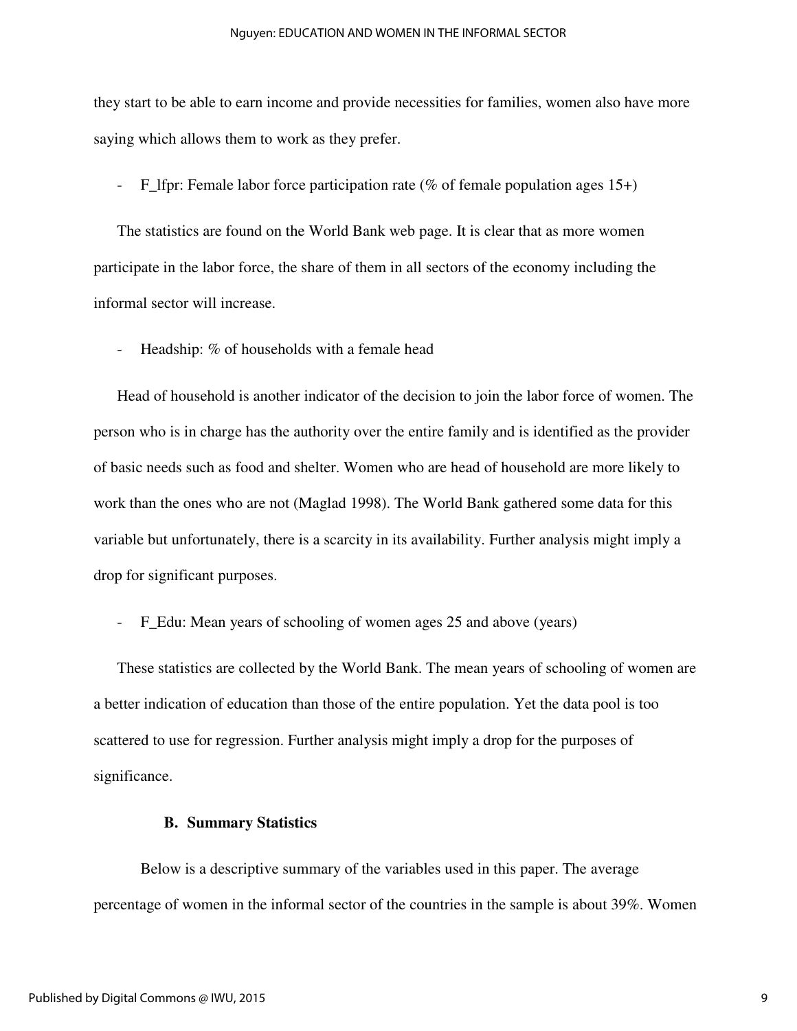they start to be able to earn income and provide necessities for families, women also have more saying which allows them to work as they prefer.

- F_lfpr: Female labor force participation rate (% of female population ages 15+)

The statistics are found on the World Bank web page. It is clear that as more women participate in the labor force, the share of them in all sectors of the economy including the informal sector will increase.

- Headship: % of households with a female head

Head of household is another indicator of the decision to join the labor force of women. The person who is in charge has the authority over the entire family and is identified as the provider of basic needs such as food and shelter. Women who are head of household are more likely to work than the ones who are not (Maglad 1998). The World Bank gathered some data for this variable but unfortunately, there is a scarcity in its availability. Further analysis might imply a drop for significant purposes.

- F_Edu: Mean years of schooling of women ages 25 and above (years)

These statistics are collected by the World Bank. The mean years of schooling of women are a better indication of education than those of the entire population. Yet the data pool is too scattered to use for regression. Further analysis might imply a drop for the purposes of significance.

### B. Summary Statistics

Below is a descriptive summary of the variables used in this paper. The average percentage of women in the informal sector of the countries in the sample is about 39%. Women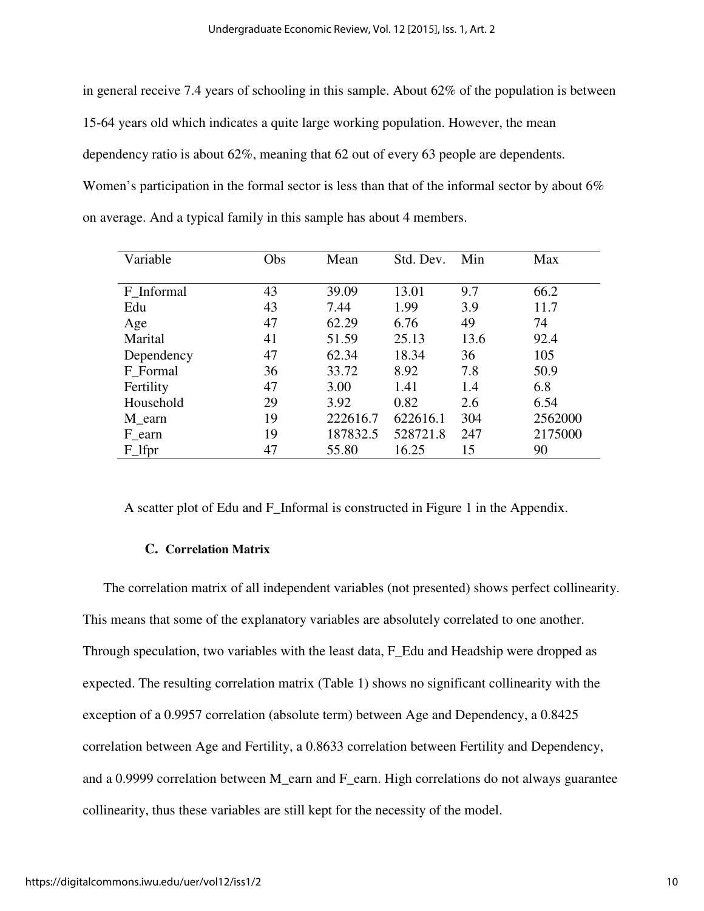in general receive 7.4 years of schooling in this sample. About 62% of the population is between 15-64 years old which indicates a quite large working population. However, the mean dependency ratio is about 62%, meaning that 62 out of every 63 people are dependents. Women's participation in the formal sector is less than that of the informal sector by about 6% on average. And a typical family in this sample has about 4 members.

| Variable | Obs | Mean | Std. Dev. | Min | Max |
|---|---|---|---|---|---|
| F_Informal | 43 | 39.09 | 13.01 | 9.7 | 66.2 |
| Edu | 43 | 7.44 | 1.99 | 3.9 | 11.7 |
| Age | 47 | 62.29 | 6.76 | 49 | 74 |
| Marital | 41 | 51.59 | 25.13 | 13.6 | 92.4 |
| Dependency | 47 | 62.34 | 18.34 | 36 | 105 |
| F_Formal | 36 | 33.72 | 8.92 | 7.8 | 50.9 |
| Fertility | 47 | 3.00 | 1.41 | 1.4 | 6.8 |
| Household | 29 | 3.92 | 0.82 | 2.6 | 6.54 |
| M_earn | 19 | 222616.7 | 622616.1 | 304 | 2562000 |
| F_earn | 19 | 187832.5 | 528721.8 | 247 | 2175000 |
| F_lfpr | 47 | 55.80 | 16.25 | 15 | 90 |

A scatter plot of Edu and F_Informal is constructed in Figure 1 in the Appendix.

### C. Correlation Matrix

The correlation matrix of all independent variables (not presented) shows perfect collinearity. This means that some of the explanatory variables are absolutely correlated to one another. Through speculation, two variables with the least data, F_Edu and Headship were dropped as expected. The resulting correlation matrix (Table 1) shows no significant collinearity with the exception of a 0.9957 correlation (absolute term) between Age and Dependency, a 0.8425 correlation between Age and Fertility, a 0.8633 correlation between Fertility and Dependency, and a 0.9999 correlation between M_earn and F_earn. High correlations do not always guarantee collinearity, thus these variables are still kept for the necessity of the model.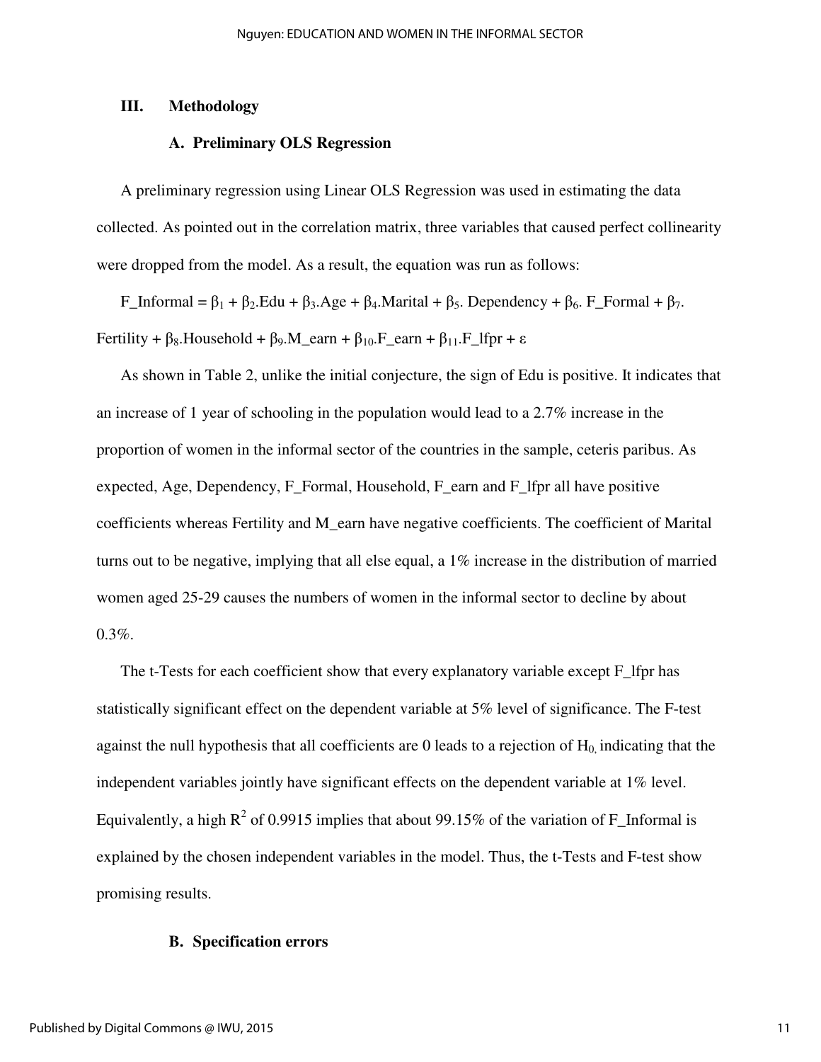## III. Methodology

### A. Preliminary OLS Regression

A preliminary regression using Linear OLS Regression was used in estimating the data collected. As pointed out in the correlation matrix, three variables that caused perfect collinearity were dropped from the model. As a result, the equation was run as follows:

$$F\_Informal = \beta_1 + \beta_2.Edu + \beta_3.Age + \beta_4.Marital + \beta_5.\,Dependency + \beta_6.\,F\_Formal + \beta_7.\,Fertility + \beta_8.Household + \beta_9.M\_earn + \beta_{10}.F\_earn + \beta_{11}.F\_lfpr + \varepsilon$$

As shown in Table 2, unlike the initial conjecture, the sign of Edu is positive. It indicates that an increase of 1 year of schooling in the population would lead to a 2.7% increase in the proportion of women in the informal sector of the countries in the sample, ceteris paribus. As expected, Age, Dependency, F_Formal, Household, F_earn and F_lfpr all have positive coefficients whereas Fertility and M_earn have negative coefficients. The coefficient of Marital turns out to be negative, implying that all else equal, a 1% increase in the distribution of married women aged 25-29 causes the numbers of women in the informal sector to decline by about 0.3%.

The t-Tests for each coefficient show that every explanatory variable except F_lfpr has statistically significant effect on the dependent variable at 5% level of significance. The F-test against the null hypothesis that all coefficients are 0 leads to a rejection of $H_0$, indicating that the independent variables jointly have significant effects on the dependent variable at 1% level. Equivalently, a high $R^2$ of 0.9915 implies that about 99.15% of the variation of F_Informal is explained by the chosen independent variables in the model. Thus, the t-Tests and F-test show promising results.

### B. Specification errors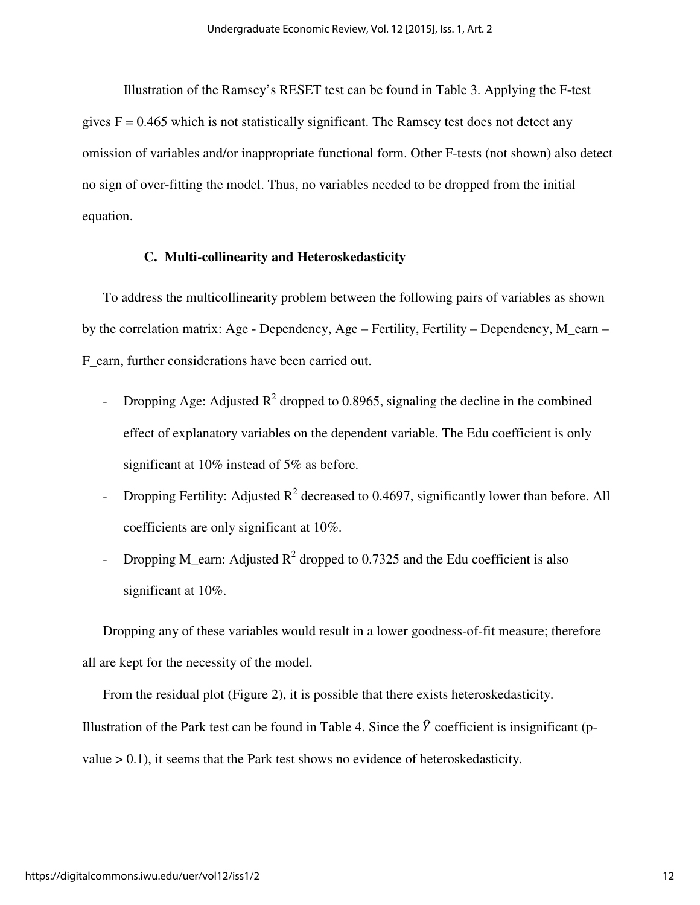Illustration of the Ramsey's RESET test can be found in Table 3. Applying the F-test gives F = 0.465 which is not statistically significant. The Ramsey test does not detect any omission of variables and/or inappropriate functional form. Other F-tests (not shown) also detect no sign of over-fitting the model. Thus, no variables needed to be dropped from the initial equation.

### C. Multi-collinearity and Heteroskedasticity

To address the multicollinearity problem between the following pairs of variables as shown by the correlation matrix: Age - Dependency, Age – Fertility, Fertility – Dependency, M_earn – F_earn, further considerations have been carried out.

- Dropping Age: Adjusted $R^2$ dropped to 0.8965, signaling the decline in the combined effect of explanatory variables on the dependent variable. The Edu coefficient is only significant at 10% instead of 5% as before.
- Dropping Fertility: Adjusted $R^2$ decreased to 0.4697, significantly lower than before. All coefficients are only significant at 10%.
- Dropping M_earn: Adjusted $R^2$ dropped to 0.7325 and the Edu coefficient is also significant at 10%.

Dropping any of these variables would result in a lower goodness-of-fit measure; therefore all are kept for the necessity of the model.

From the residual plot (Figure 2), it is possible that there exists heteroskedasticity. Illustration of the Park test can be found in Table 4. Since the $\hat{Y}$ coefficient is insignificant (p-value > 0.1), it seems that the Park test shows no evidence of heteroskedasticity.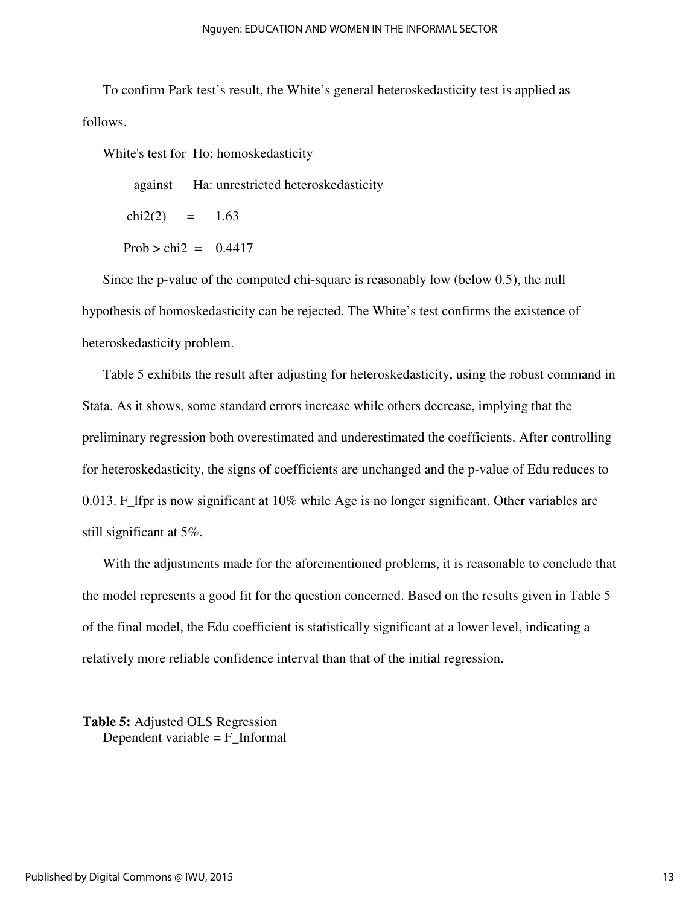To confirm Park test's result, the White's general heteroskedasticity test is applied as follows.

White's test for Ho: homoskedasticity

against Ha: unrestricted heteroskedasticity

chi2(2) = 1.63

Prob > chi2 = 0.4417

Since the p-value of the computed chi-square is reasonably low (below 0.5), the null hypothesis of homoskedasticity can be rejected. The White's test confirms the existence of heteroskedasticity problem.

Table 5 exhibits the result after adjusting for heteroskedasticity, using the robust command in Stata. As it shows, some standard errors increase while others decrease, implying that the preliminary regression both overestimated and underestimated the coefficients. After controlling for heteroskedasticity, the signs of coefficients are unchanged and the p-value of Edu reduces to 0.013. F_lfpr is now significant at 10% while Age is no longer significant. Other variables are still significant at 5%.

With the adjustments made for the aforementioned problems, it is reasonable to conclude that the model represents a good fit for the question concerned. Based on the results given in Table 5 of the final model, the Edu coefficient is statistically significant at a lower level, indicating a relatively more reliable confidence interval than that of the initial regression.

**Table 5:** Adjusted OLS Regression
Dependent variable = F_Informal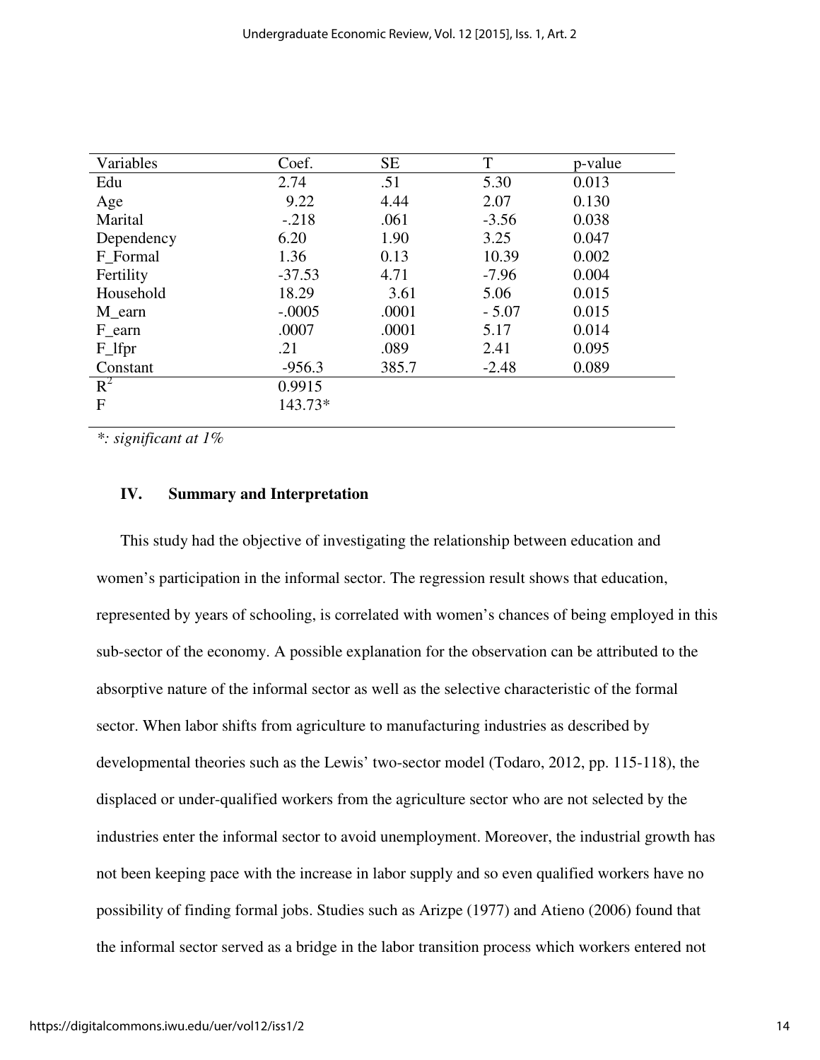| Variables | Coef. | SE | T | p-value |
|---|---|---|---|---|
| Edu | 2.74 | .51 | 5.30 | 0.013 |
| Age | 9.22 | 4.44 | 2.07 | 0.130 |
| Marital | -.218 | .061 | -3.56 | 0.038 |
| Dependency | 6.20 | 1.90 | 3.25 | 0.047 |
| F_Formal | 1.36 | 0.13 | 10.39 | 0.002 |
| Fertility | -37.53 | 4.71 | -7.96 | 0.004 |
| Household | 18.29 | 3.61 | 5.06 | 0.015 |
| M_earn | -.0005 | .0001 | - 5.07 | 0.015 |
| F_earn | .0007 | .0001 | 5.17 | 0.014 |
| F_lfpr | .21 | .089 | 2.41 | 0.095 |
| Constant | -956.3 | 385.7 | -2.48 | 0.089 |
| $R^2$ | 0.9915 | | | |
| F | 143.73* | | | |

*\*: significant at 1%*

## IV. Summary and Interpretation

This study had the objective of investigating the relationship between education and women's participation in the informal sector. The regression result shows that education, represented by years of schooling, is correlated with women's chances of being employed in this sub-sector of the economy. A possible explanation for the observation can be attributed to the absorptive nature of the informal sector as well as the selective characteristic of the formal sector. When labor shifts from agriculture to manufacturing industries as described by developmental theories such as the Lewis' two-sector model (Todaro, 2012, pp. 115-118), the displaced or under-qualified workers from the agriculture sector who are not selected by the industries enter the informal sector to avoid unemployment. Moreover, the industrial growth has not been keeping pace with the increase in labor supply and so even qualified workers have no possibility of finding formal jobs. Studies such as Arizpe (1977) and Atieno (2006) found that the informal sector served as a bridge in the labor transition process which workers entered not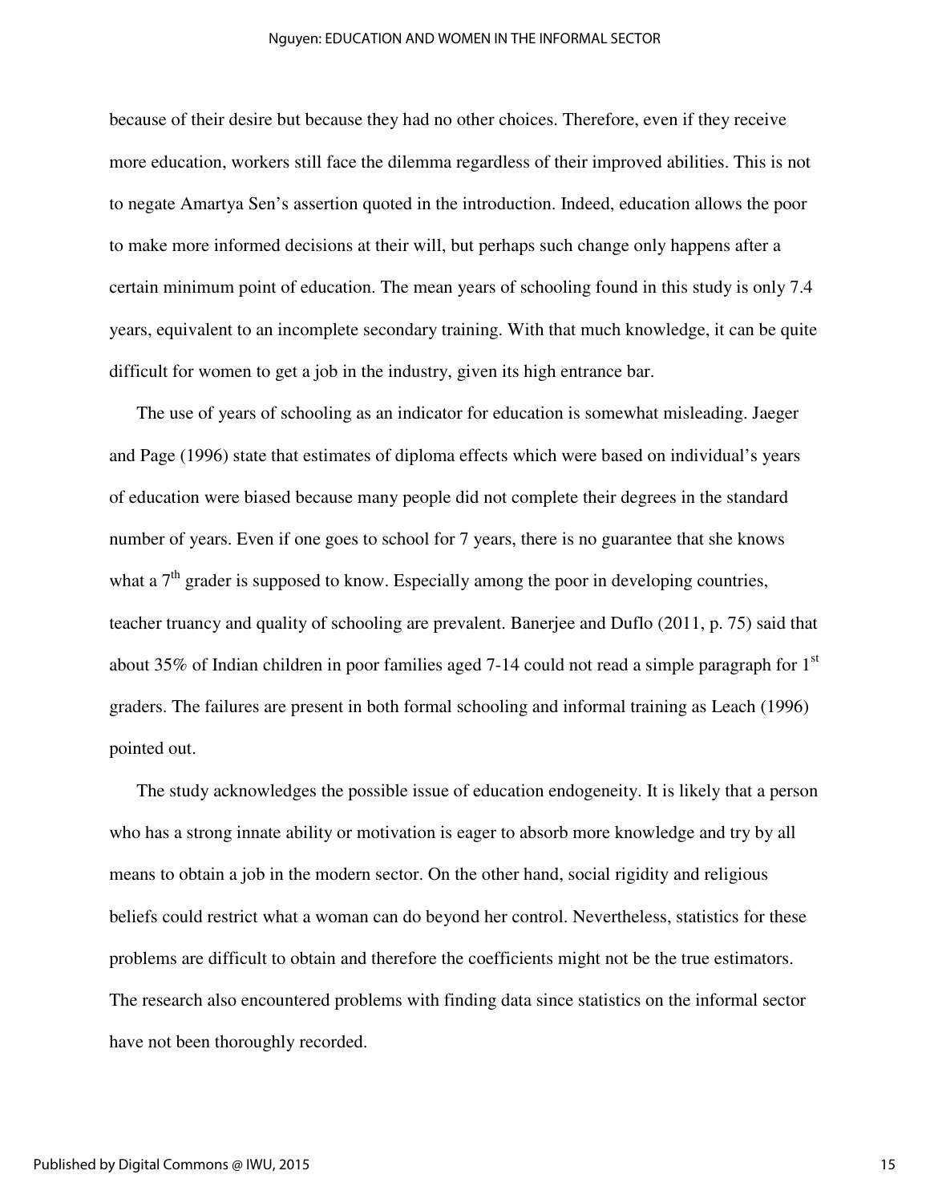because of their desire but because they had no other choices. Therefore, even if they receive more education, workers still face the dilemma regardless of their improved abilities. This is not to negate Amartya Sen's assertion quoted in the introduction. Indeed, education allows the poor to make more informed decisions at their will, but perhaps such change only happens after a certain minimum point of education. The mean years of schooling found in this study is only 7.4 years, equivalent to an incomplete secondary training. With that much knowledge, it can be quite difficult for women to get a job in the industry, given its high entrance bar.

The use of years of schooling as an indicator for education is somewhat misleading. Jaeger and Page (1996) state that estimates of diploma effects which were based on individual's years of education were biased because many people did not complete their degrees in the standard number of years. Even if one goes to school for 7 years, there is no guarantee that she knows what a 7th grader is supposed to know. Especially among the poor in developing countries, teacher truancy and quality of schooling are prevalent. Banerjee and Duflo (2011, p. 75) said that about 35% of Indian children in poor families aged 7-14 could not read a simple paragraph for 1st graders. The failures are present in both formal schooling and informal training as Leach (1996) pointed out.

The study acknowledges the possible issue of education endogeneity. It is likely that a person who has a strong innate ability or motivation is eager to absorb more knowledge and try by all means to obtain a job in the modern sector. On the other hand, social rigidity and religious beliefs could restrict what a woman can do beyond her control. Nevertheless, statistics for these problems are difficult to obtain and therefore the coefficients might not be the true estimators. The research also encountered problems with finding data since statistics on the informal sector have not been thoroughly recorded.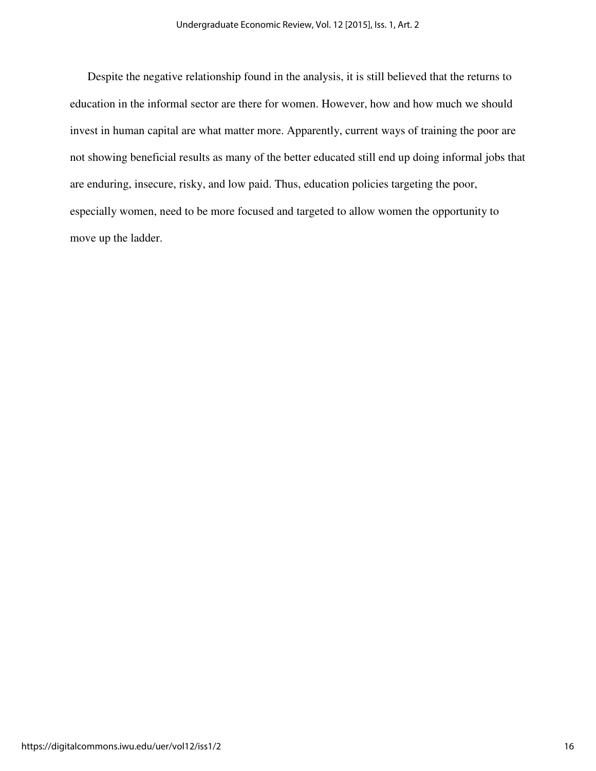Despite the negative relationship found in the analysis, it is still believed that the returns to education in the informal sector are there for women. However, how and how much we should invest in human capital are what matter more. Apparently, current ways of training the poor are not showing beneficial results as many of the better educated still end up doing informal jobs that are enduring, insecure, risky, and low paid. Thus, education policies targeting the poor, especially women, need to be more focused and targeted to allow women the opportunity to move up the ladder.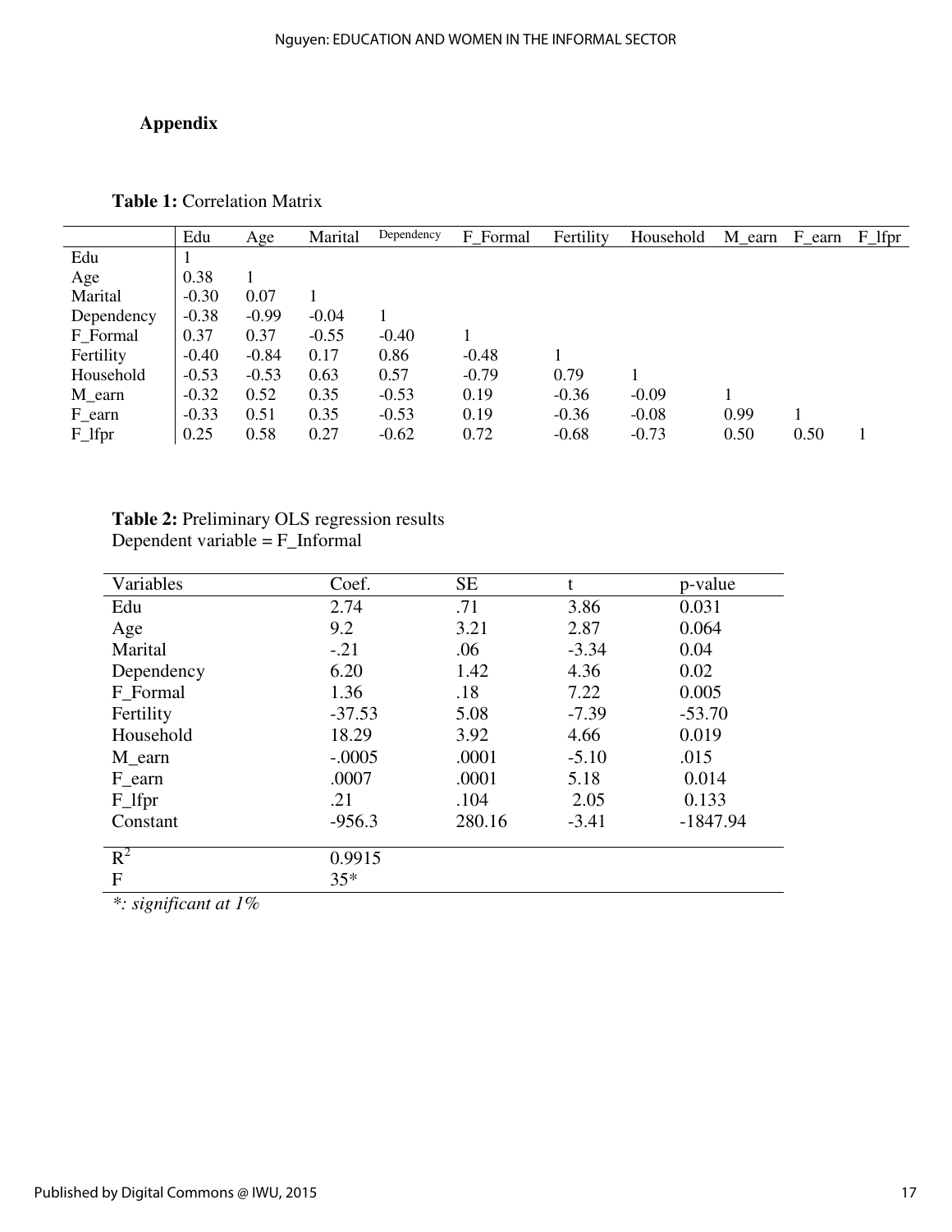## Appendix

**Table 1:** Correlation Matrix

| | Edu | Age | Marital | Dependency | F_Formal | Fertility | Household | M_earn | F_earn | F_lfpr |
|---|---|---|---|---|---|---|---|---|---|---|
| Edu | 1 | | | | | | | | | |
| Age | 0.38 | 1 | | | | | | | | |
| Marital | -0.30 | 0.07 | 1 | | | | | | | |
| Dependency | -0.38 | -0.99 | -0.04 | 1 | | | | | | |
| F_Formal | 0.37 | 0.37 | -0.55 | -0.40 | 1 | | | | | |
| Fertility | -0.40 | -0.84 | 0.17 | 0.86 | -0.48 | 1 | | | | |
| Household | -0.53 | -0.53 | 0.63 | 0.57 | -0.79 | 0.79 | 1 | | | |
| M_earn | -0.32 | 0.52 | 0.35 | -0.53 | 0.19 | -0.36 | -0.09 | 1 | | |
| F_earn | -0.33 | 0.51 | 0.35 | -0.53 | 0.19 | -0.36 | -0.08 | 0.99 | 1 | |
| F_lfpr | 0.25 | 0.58 | 0.27 | -0.62 | 0.72 | -0.68 | -0.73 | 0.50 | 0.50 | 1 |

**Table 2:** Preliminary OLS regression results
Dependent variable = F_Informal

| Variables | Coef. | SE | t | p-value |
|---|---|---|---|---|
| Edu | 2.74 | .71 | 3.86 | 0.031 |
| Age | 9.2 | 3.21 | 2.87 | 0.064 |
| Marital | -.21 | .06 | -3.34 | 0.04 |
| Dependency | 6.20 | 1.42 | 4.36 | 0.02 |
| F_Formal | 1.36 | .18 | 7.22 | 0.005 |
| Fertility | -37.53 | 5.08 | -7.39 | -53.70 |
| Household | 18.29 | 3.92 | 4.66 | 0.019 |
| M_earn | -.0005 | .0001 | -5.10 | .015 |
| F_earn | .0007 | .0001 | 5.18 | 0.014 |
| F_lfpr | .21 | .104 | 2.05 | 0.133 |
| Constant | -956.3 | 280.16 | -3.41 | -1847.94 |
| $R^2$ | 0.9915 | | | |
| F | 35* | | | |

*\*: significant at 1%*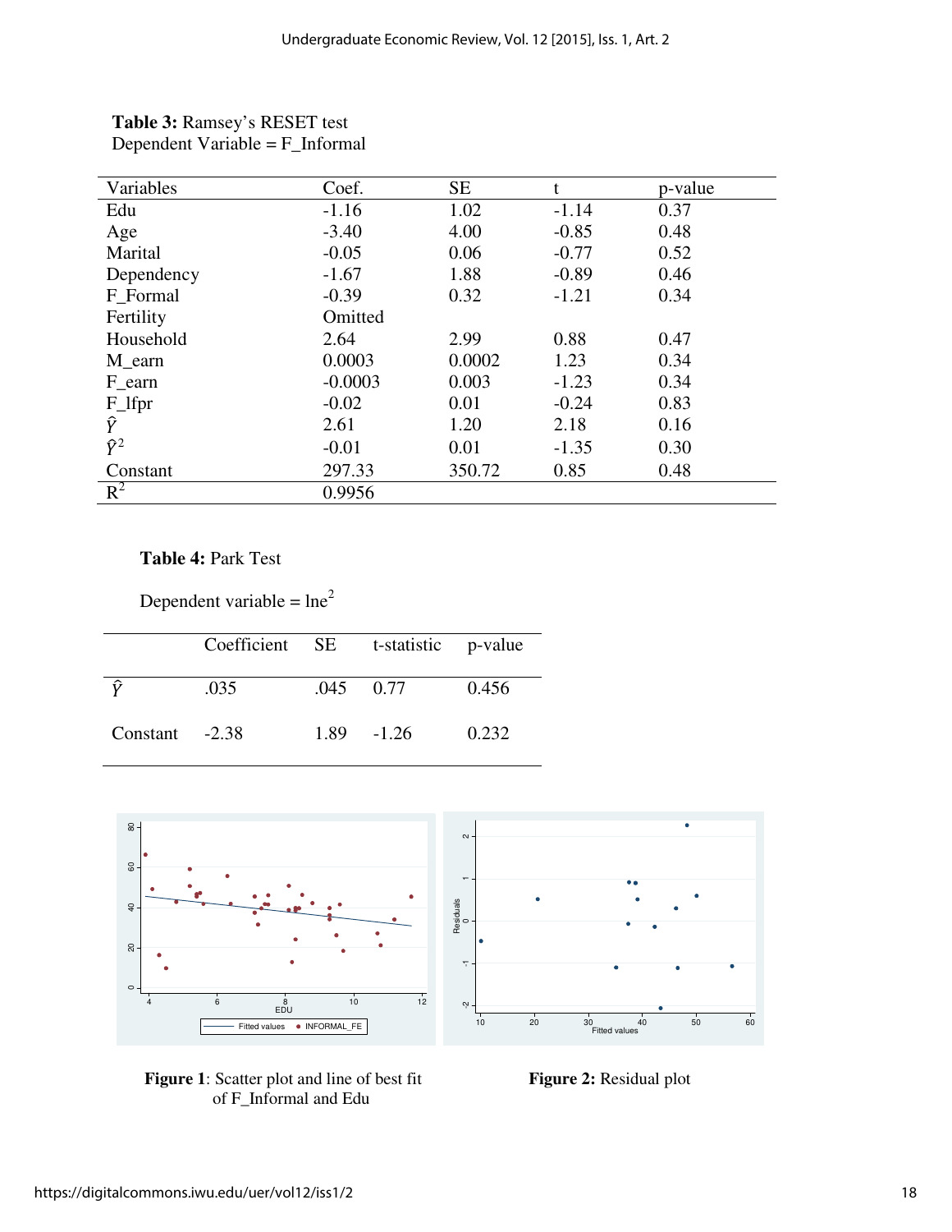**Table 3:** Ramsey's RESET test
Dependent Variable = F_Informal

| Variables | Coef. | SE | t | p-value |
|---|---|---|---|---|
| Edu | -1.16 | 1.02 | -1.14 | 0.37 |
| Age | -3.40 | 4.00 | -0.85 | 0.48 |
| Marital | -0.05 | 0.06 | -0.77 | 0.52 |
| Dependency | -1.67 | 1.88 | -0.89 | 0.46 |
| F_Formal | -0.39 | 0.32 | -1.21 | 0.34 |
| Fertility | Omitted | | | |
| Household | 2.64 | 2.99 | 0.88 | 0.47 |
| M_earn | 0.0003 | 0.0002 | 1.23 | 0.34 |
| F_earn | -0.0003 | 0.003 | -1.23 | 0.34 |
| F_lfpr | -0.02 | 0.01 | -0.24 | 0.83 |
| $\hat{Y}$ | 2.61 | 1.20 | 2.18 | 0.16 |
| $\hat{Y}^2$ | -0.01 | 0.01 | -1.35 | 0.30 |
| Constant | 297.33 | 350.72 | 0.85 | 0.48 |
| $R^2$ | 0.9956 | | | |

**Table 4:** Park Test

Dependent variable = $\ln e^2$

| | Coefficient | SE | t-statistic | p-value |
|---|---|---|---|---|
| $\hat{Y}$ | .035 | .045 | 0.77 | 0.456 |
| Constant | -2.38 | 1.89 | -1.26 | 0.232 |

**Figure 1**: Scatter plot and line of best fit of F_Informal and Edu

**Figure 2:** Residual plot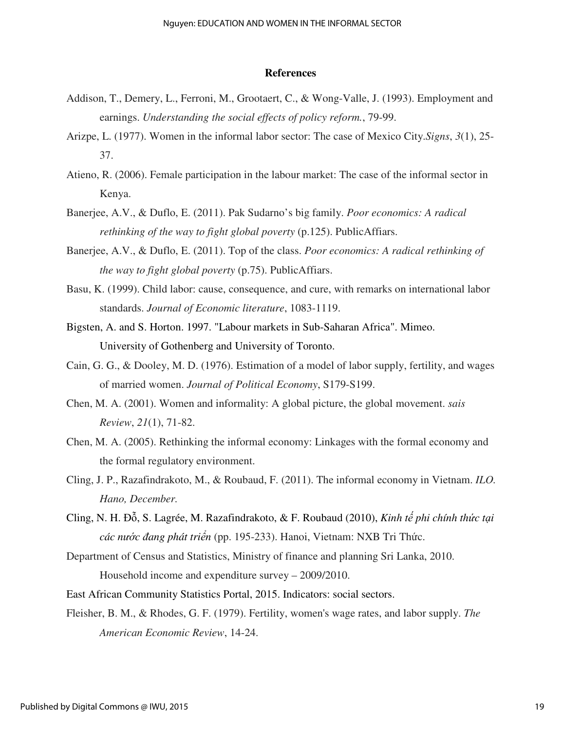## References

Addison, T., Demery, L., Ferroni, M., Grootaert, C., & Wong-Valle, J. (1993). Employment and earnings. *Understanding the social effects of policy reform.*, 79-99.

Arizpe, L. (1977). Women in the informal labor sector: The case of Mexico City.*Signs*, *3*(1), 25-37.

Atieno, R. (2006). Female participation in the labour market: The case of the informal sector in Kenya.

Banerjee, A.V., & Duflo, E. (2011). Pak Sudarno's big family. *Poor economics: A radical rethinking of the way to fight global poverty* (p.125). PublicAffiars.

Banerjee, A.V., & Duflo, E. (2011). Top of the class. *Poor economics: A radical rethinking of the way to fight global poverty* (p.75). PublicAffiars.

Basu, K. (1999). Child labor: cause, consequence, and cure, with remarks on international labor standards. *Journal of Economic literature*, 1083-1119.

Bigsten, A. and S. Horton. 1997. "Labour markets in Sub-Saharan Africa". Mimeo. University of Gothenberg and University of Toronto.

Cain, G. G., & Dooley, M. D. (1976). Estimation of a model of labor supply, fertility, and wages of married women. *Journal of Political Economy*, S179-S199.

Chen, M. A. (2001). Women and informality: A global picture, the global movement. *sais Review*, *21*(1), 71-82.

Chen, M. A. (2005). Rethinking the informal economy: Linkages with the formal economy and the formal regulatory environment.

Cling, J. P., Razafindrakoto, M., & Roubaud, F. (2011). The informal economy in Vietnam. *ILO. Hano, December.*

Cling, N. H. Đỗ, S. Lagrée, M. Razafindrakoto, & F. Roubaud (2010), *Kinh tế phi chính thức tại các nước đang phát triển* (pp. 195-233). Hanoi, Vietnam: NXB Tri Thức.

Department of Census and Statistics, Ministry of finance and planning Sri Lanka, 2010. Household income and expenditure survey – 2009/2010.

East African Community Statistics Portal, 2015. Indicators: social sectors.

Fleisher, B. M., & Rhodes, G. F. (1979). Fertility, women's wage rates, and labor supply. *The American Economic Review*, 14-24.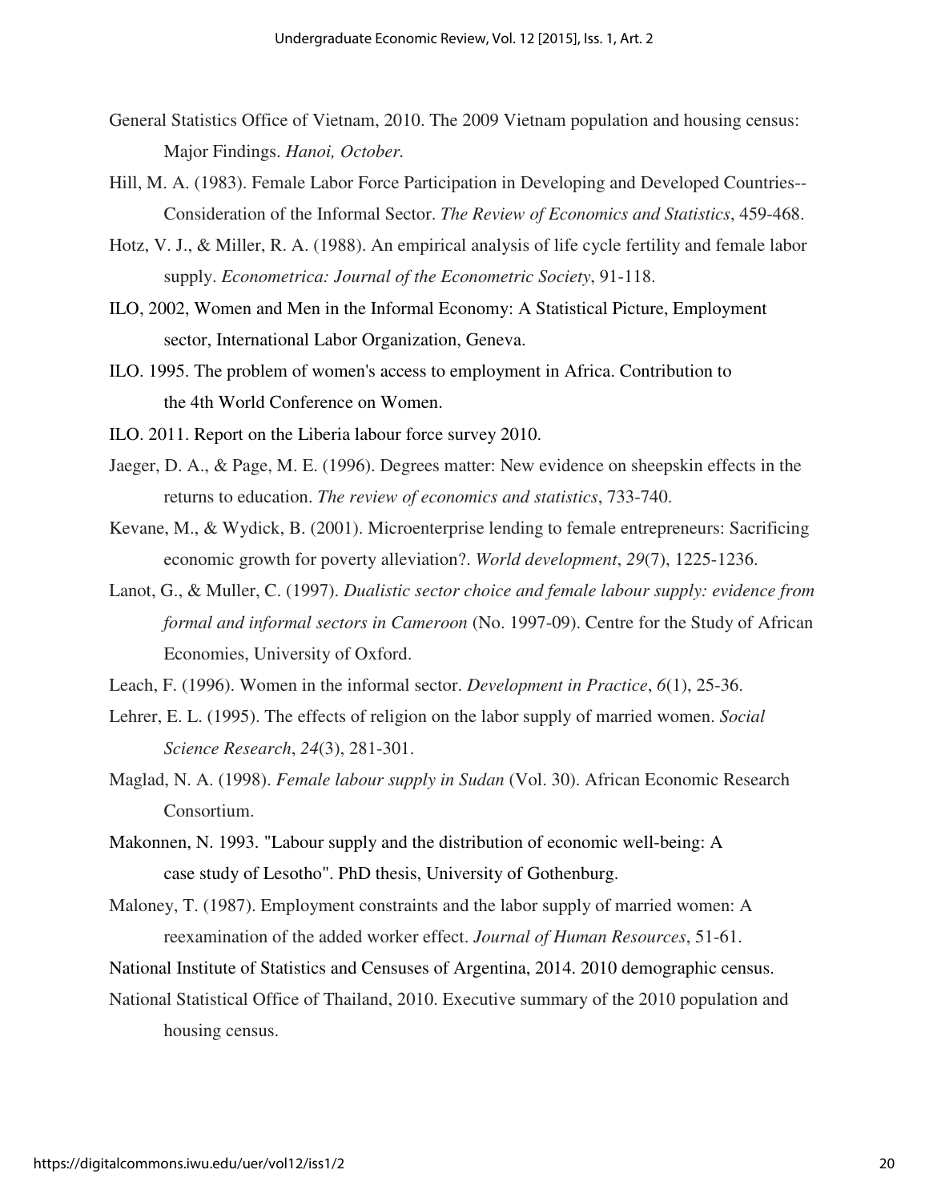General Statistics Office of Vietnam, 2010. The 2009 Vietnam population and housing census: Major Findings. *Hanoi, October.*

Hill, M. A. (1983). Female Labor Force Participation in Developing and Developed Countries--Consideration of the Informal Sector. *The Review of Economics and Statistics*, 459-468.

Hotz, V. J., & Miller, R. A. (1988). An empirical analysis of life cycle fertility and female labor supply. *Econometrica: Journal of the Econometric Society*, 91-118.

ILO, 2002, Women and Men in the Informal Economy: A Statistical Picture, Employment sector, International Labor Organization, Geneva.

ILO. 1995. The problem of women's access to employment in Africa. Contribution to the 4th World Conference on Women.

ILO. 2011. Report on the Liberia labour force survey 2010.

Jaeger, D. A., & Page, M. E. (1996). Degrees matter: New evidence on sheepskin effects in the returns to education. *The review of economics and statistics*, 733-740.

Kevane, M., & Wydick, B. (2001). Microenterprise lending to female entrepreneurs: Sacrificing economic growth for poverty alleviation?. *World development*, *29*(7), 1225-1236.

Lanot, G., & Muller, C. (1997). *Dualistic sector choice and female labour supply: evidence from formal and informal sectors in Cameroon* (No. 1997-09). Centre for the Study of African Economies, University of Oxford.

Leach, F. (1996). Women in the informal sector. *Development in Practice*, *6*(1), 25-36.

Lehrer, E. L. (1995). The effects of religion on the labor supply of married women. *Social Science Research*, *24*(3), 281-301.

Maglad, N. A. (1998). *Female labour supply in Sudan* (Vol. 30). African Economic Research Consortium.

Makonnen, N. 1993. "Labour supply and the distribution of economic well-being: A case study of Lesotho". PhD thesis, University of Gothenburg.

Maloney, T. (1987). Employment constraints and the labor supply of married women: A reexamination of the added worker effect. *Journal of Human Resources*, 51-61.

National Institute of Statistics and Censuses of Argentina, 2014. 2010 demographic census.

National Statistical Office of Thailand, 2010. Executive summary of the 2010 population and housing census.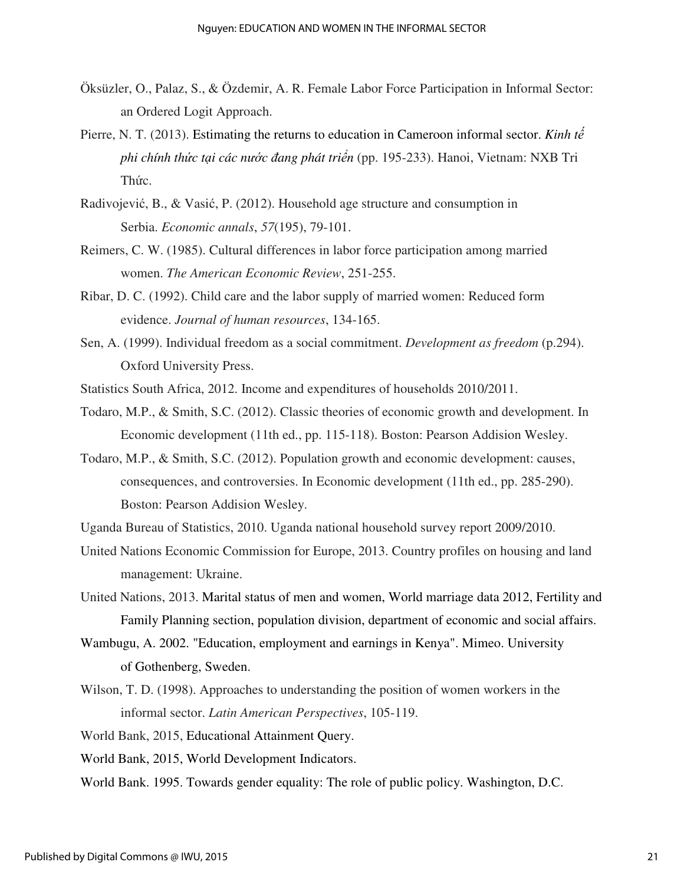Öksüzler, O., Palaz, S., & Özdemir, A. R. Female Labor Force Participation in Informal Sector: an Ordered Logit Approach.

Pierre, N. T. (2013). Estimating the returns to education in Cameroon informal sector. *Kinh tế phi chính thức tại các nước đang phát triển* (pp. 195-233). Hanoi, Vietnam: NXB Tri Thức.

Radivojević, B., & Vasić, P. (2012). Household age structure and consumption in Serbia. *Economic annals*, *57*(195), 79-101.

Reimers, C. W. (1985). Cultural differences in labor force participation among married women. *The American Economic Review*, 251-255.

Ribar, D. C. (1992). Child care and the labor supply of married women: Reduced form evidence. *Journal of human resources*, 134-165.

Sen, A. (1999). Individual freedom as a social commitment. *Development as freedom* (p.294). Oxford University Press.

Statistics South Africa, 2012. Income and expenditures of households 2010/2011.

Todaro, M.P., & Smith, S.C. (2012). Classic theories of economic growth and development. In Economic development (11th ed., pp. 115-118). Boston: Pearson Addision Wesley.

Todaro, M.P., & Smith, S.C. (2012). Population growth and economic development: causes, consequences, and controversies. In Economic development (11th ed., pp. 285-290). Boston: Pearson Addision Wesley.

Uganda Bureau of Statistics, 2010. Uganda national household survey report 2009/2010.

United Nations Economic Commission for Europe, 2013. Country profiles on housing and land management: Ukraine.

United Nations, 2013. Marital status of men and women, World marriage data 2012, Fertility and Family Planning section, population division, department of economic and social affairs.

Wambugu, A. 2002. "Education, employment and earnings in Kenya". Mimeo. University of Gothenberg, Sweden.

Wilson, T. D. (1998). Approaches to understanding the position of women workers in the informal sector. *Latin American Perspectives*, 105-119.

World Bank, 2015, Educational Attainment Query.

World Bank, 2015, World Development Indicators.

World Bank. 1995. Towards gender equality: The role of public policy. Washington, D.C.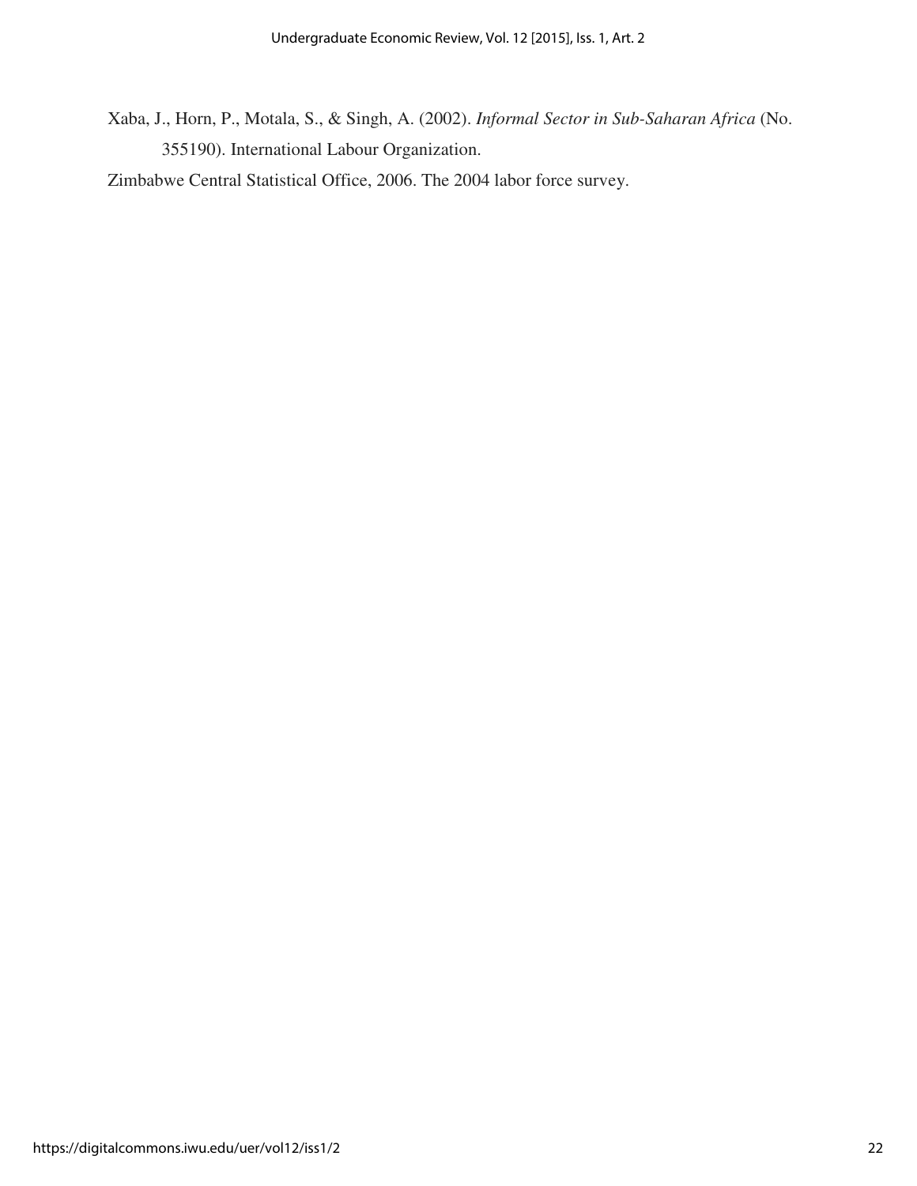Xaba, J., Horn, P., Motala, S., & Singh, A. (2002). *Informal Sector in Sub-Saharan Africa* (No. 355190). International Labour Organization.

Zimbabwe Central Statistical Office, 2006. The 2004 labor force survey.